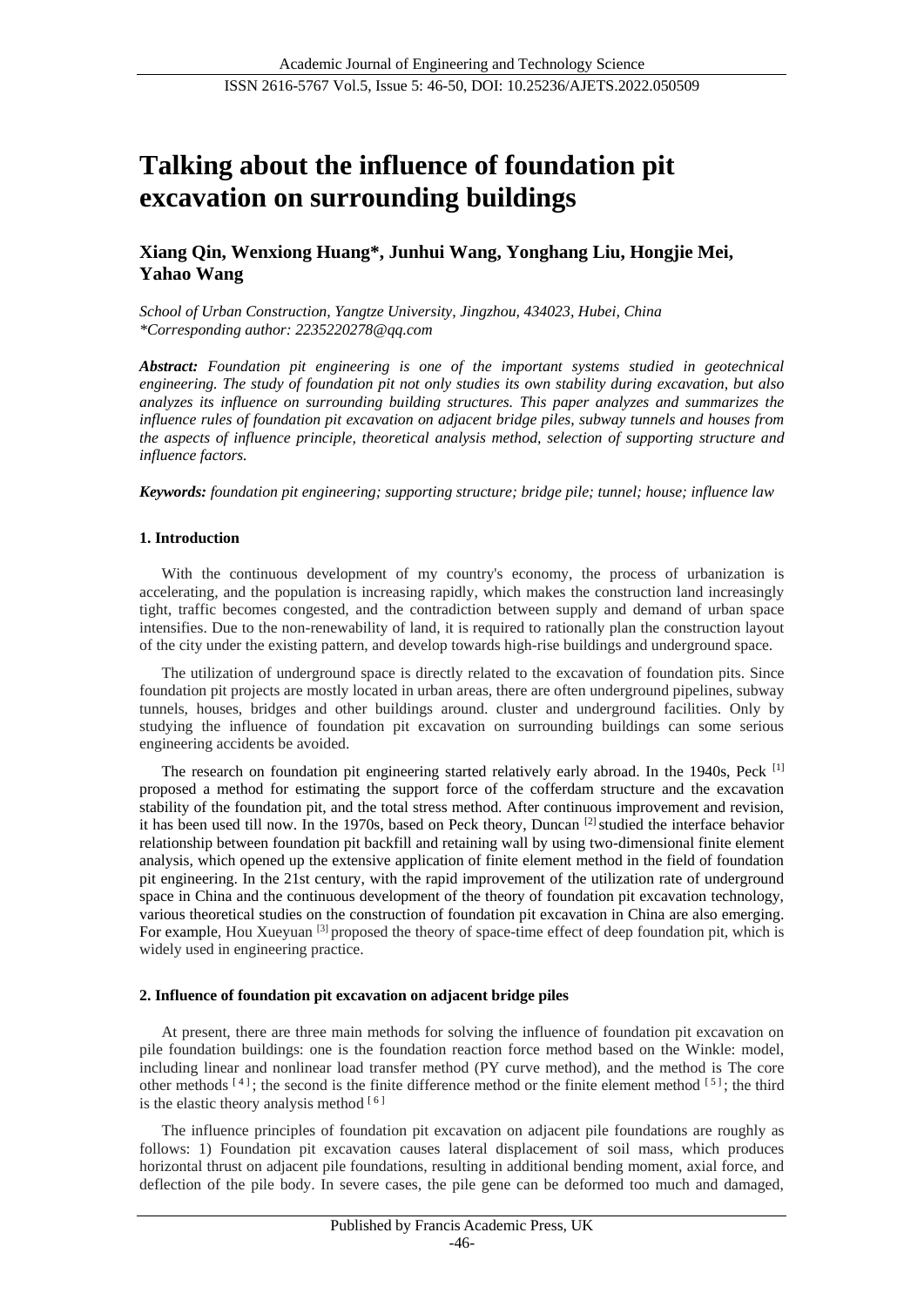# Talking about the influence of foundation pit excavation on surrounding buildings

**Xiang Qin, Wenxiong Huang*, Junhui Wang, Yonghang Liu, Hongjie Mei, Yahao Wang**

*School of Urban Construction, Yangtze University, Jingzhou, 434023, Hubei, China*
*\*Corresponding author: 2235220278@qq.com*

***Abstract:** Foundation pit engineering is one of the important systems studied in geotechnical engineering. The study of foundation pit not only studies its own stability during excavation, but also analyzes its influence on surrounding building structures. This paper analyzes and summarizes the influence rules of foundation pit excavation on adjacent bridge piles, subway tunnels and houses from the aspects of influence principle, theoretical analysis method, selection of supporting structure and influence factors.*

***Keywords:** foundation pit engineering; supporting structure; bridge pile; tunnel; house; influence law*

## 1. Introduction

With the continuous development of my country's economy, the process of urbanization is accelerating, and the population is increasing rapidly, which makes the construction land increasingly tight, traffic becomes congested, and the contradiction between supply and demand of urban space intensifies. Due to the non-renewability of land, it is required to rationally plan the construction layout of the city under the existing pattern, and develop towards high-rise buildings and underground space.

The utilization of underground space is directly related to the excavation of foundation pits. Since foundation pit projects are mostly located in urban areas, there are often underground pipelines, subway tunnels, houses, bridges and other buildings around. cluster and underground facilities. Only by studying the influence of foundation pit excavation on surrounding buildings can some serious engineering accidents be avoided.

The research on foundation pit engineering started relatively early abroad. In the 1940s, Peck [1] proposed a method for estimating the support force of the cofferdam structure and the excavation stability of the foundation pit, and the total stress method. After continuous improvement and revision, it has been used till now. In the 1970s, based on Peck theory, Duncan [2] studied the interface behavior relationship between foundation pit backfill and retaining wall by using two-dimensional finite element analysis, which opened up the extensive application of finite element method in the field of foundation pit engineering. In the 21st century, with the rapid improvement of the utilization rate of underground space in China and the continuous development of the theory of foundation pit excavation technology, various theoretical studies on the construction of foundation pit excavation in China are also emerging. For example, Hou Xueyuan [3] proposed the theory of space-time effect of deep foundation pit, which is widely used in engineering practice.

## 2. Influence of foundation pit excavation on adjacent bridge piles

At present, there are three main methods for solving the influence of foundation pit excavation on pile foundation buildings: one is the foundation reaction force method based on the Winkle: model, including linear and nonlinear load transfer method (PY curve method), and the method is The core other methods [4]; the second is the finite difference method or the finite element method [5]; the third is the elastic theory analysis method [6]

The influence principles of foundation pit excavation on adjacent pile foundations are roughly as follows: 1) Foundation pit excavation causes lateral displacement of soil mass, which produces horizontal thrust on adjacent pile foundations, resulting in additional bending moment, axial force, and deflection of the pile body. In severe cases, the pile gene can be deformed too much and damaged,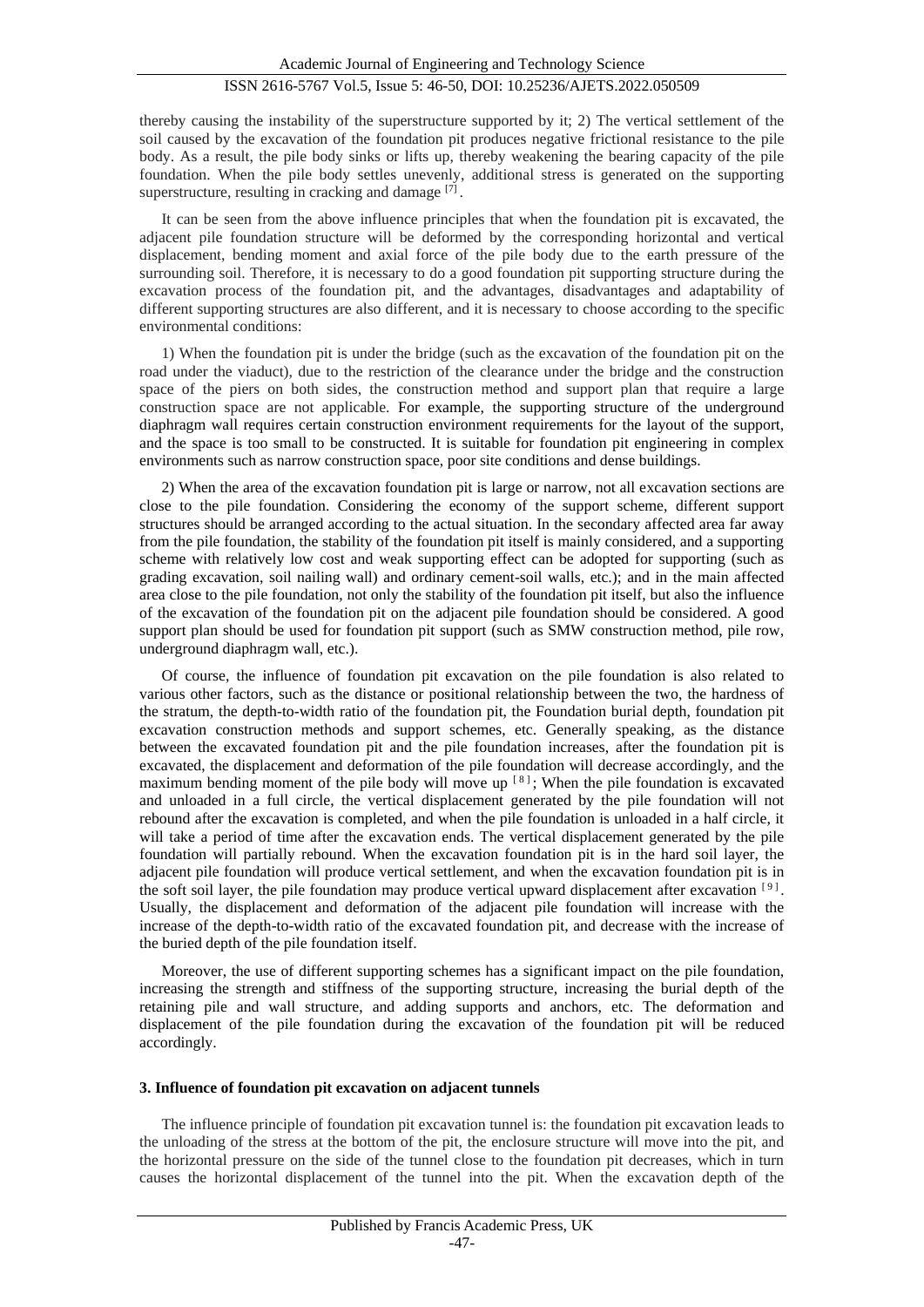thereby causing the instability of the superstructure supported by it; 2) The vertical settlement of the soil caused by the excavation of the foundation pit produces negative frictional resistance to the pile body. As a result, the pile body sinks or lifts up, thereby weakening the bearing capacity of the pile foundation. When the pile body settles unevenly, additional stress is generated on the supporting superstructure, resulting in cracking and damage [7].

It can be seen from the above influence principles that when the foundation pit is excavated, the adjacent pile foundation structure will be deformed by the corresponding horizontal and vertical displacement, bending moment and axial force of the pile body due to the earth pressure of the surrounding soil. Therefore, it is necessary to do a good foundation pit supporting structure during the excavation process of the foundation pit, and the advantages, disadvantages and adaptability of different supporting structures are also different, and it is necessary to choose according to the specific environmental conditions:

1) When the foundation pit is under the bridge (such as the excavation of the foundation pit on the road under the viaduct), due to the restriction of the clearance under the bridge and the construction space of the piers on both sides, the construction method and support plan that require a large construction space are not applicable. For example, the supporting structure of the underground diaphragm wall requires certain construction environment requirements for the layout of the support, and the space is too small to be constructed. It is suitable for foundation pit engineering in complex environments such as narrow construction space, poor site conditions and dense buildings.

2) When the area of the excavation foundation pit is large or narrow, not all excavation sections are close to the pile foundation. Considering the economy of the support scheme, different support structures should be arranged according to the actual situation. In the secondary affected area far away from the pile foundation, the stability of the foundation pit itself is mainly considered, and a supporting scheme with relatively low cost and weak supporting effect can be adopted for supporting (such as grading excavation, soil nailing wall) and ordinary cement-soil walls, etc.); and in the main affected area close to the pile foundation, not only the stability of the foundation pit itself, but also the influence of the excavation of the foundation pit on the adjacent pile foundation should be considered. A good support plan should be used for foundation pit support (such as SMW construction method, pile row, underground diaphragm wall, etc.).

Of course, the influence of foundation pit excavation on the pile foundation is also related to various other factors, such as the distance or positional relationship between the two, the hardness of the stratum, the depth-to-width ratio of the foundation pit, the Foundation burial depth, foundation pit excavation construction methods and support schemes, etc. Generally speaking, as the distance between the excavated foundation pit and the pile foundation increases, after the foundation pit is excavated, the displacement and deformation of the pile foundation will decrease accordingly, and the maximum bending moment of the pile body will move up [8]; When the pile foundation is excavated and unloaded in a full circle, the vertical displacement generated by the pile foundation will not rebound after the excavation is completed, and when the pile foundation is unloaded in a half circle, it will take a period of time after the excavation ends. The vertical displacement generated by the pile foundation will partially rebound. When the excavation foundation pit is in the hard soil layer, the adjacent pile foundation will produce vertical settlement, and when the excavation foundation pit is in the soft soil layer, the pile foundation may produce vertical upward displacement after excavation [9]. Usually, the displacement and deformation of the adjacent pile foundation will increase with the increase of the depth-to-width ratio of the excavated foundation pit, and decrease with the increase of the buried depth of the pile foundation itself.

Moreover, the use of different supporting schemes has a significant impact on the pile foundation, increasing the strength and stiffness of the supporting structure, increasing the burial depth of the retaining pile and wall structure, and adding supports and anchors, etc. The deformation and displacement of the pile foundation during the excavation of the foundation pit will be reduced accordingly.

## 3. Influence of foundation pit excavation on adjacent tunnels

The influence principle of foundation pit excavation tunnel is: the foundation pit excavation leads to the unloading of the stress at the bottom of the pit, the enclosure structure will move into the pit, and the horizontal pressure on the side of the tunnel close to the foundation pit decreases, which in turn causes the horizontal displacement of the tunnel into the pit. When the excavation depth of the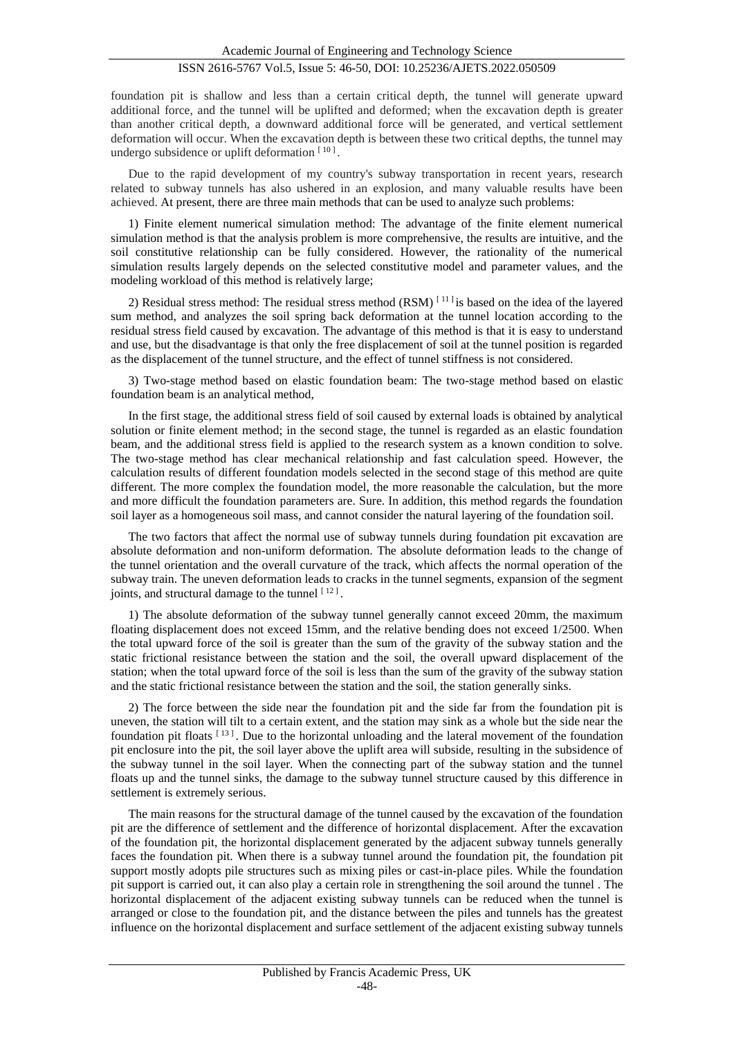foundation pit is shallow and less than a certain critical depth, the tunnel will generate upward additional force, and the tunnel will be uplifted and deformed; when the excavation depth is greater than another critical depth, a downward additional force will be generated, and vertical settlement deformation will occur. When the excavation depth is between these two critical depths, the tunnel may undergo subsidence or uplift deformation [10].

Due to the rapid development of my country's subway transportation in recent years, research related to subway tunnels has also ushered in an explosion, and many valuable results have been achieved. At present, there are three main methods that can be used to analyze such problems:

1) Finite element numerical simulation method: The advantage of the finite element numerical simulation method is that the analysis problem is more comprehensive, the results are intuitive, and the soil constitutive relationship can be fully considered. However, the rationality of the numerical simulation results largely depends on the selected constitutive model and parameter values, and the modeling workload of this method is relatively large;

2) Residual stress method: The residual stress method (RSM) [11] is based on the idea of the layered sum method, and analyzes the soil spring back deformation at the tunnel location according to the residual stress field caused by excavation. The advantage of this method is that it is easy to understand and use, but the disadvantage is that only the free displacement of soil at the tunnel position is regarded as the displacement of the tunnel structure, and the effect of tunnel stiffness is not considered.

3) Two-stage method based on elastic foundation beam: The two-stage method based on elastic foundation beam is an analytical method,

In the first stage, the additional stress field of soil caused by external loads is obtained by analytical solution or finite element method; in the second stage, the tunnel is regarded as an elastic foundation beam, and the additional stress field is applied to the research system as a known condition to solve. The two-stage method has clear mechanical relationship and fast calculation speed. However, the calculation results of different foundation models selected in the second stage of this method are quite different. The more complex the foundation model, the more reasonable the calculation, but the more and more difficult the foundation parameters are. Sure. In addition, this method regards the foundation soil layer as a homogeneous soil mass, and cannot consider the natural layering of the foundation soil.

The two factors that affect the normal use of subway tunnels during foundation pit excavation are absolute deformation and non-uniform deformation. The absolute deformation leads to the change of the tunnel orientation and the overall curvature of the track, which affects the normal operation of the subway train. The uneven deformation leads to cracks in the tunnel segments, expansion of the segment joints, and structural damage to the tunnel [12].

1) The absolute deformation of the subway tunnel generally cannot exceed 20mm, the maximum floating displacement does not exceed 15mm, and the relative bending does not exceed 1/2500. When the total upward force of the soil is greater than the sum of the gravity of the subway station and the static frictional resistance between the station and the soil, the overall upward displacement of the station; when the total upward force of the soil is less than the sum of the gravity of the subway station and the static frictional resistance between the station and the soil, the station generally sinks.

2) The force between the side near the foundation pit and the side far from the foundation pit is uneven, the station will tilt to a certain extent, and the station may sink as a whole but the side near the foundation pit floats [13]. Due to the horizontal unloading and the lateral movement of the foundation pit enclosure into the pit, the soil layer above the uplift area will subside, resulting in the subsidence of the subway tunnel in the soil layer. When the connecting part of the subway station and the tunnel floats up and the tunnel sinks, the damage to the subway tunnel structure caused by this difference in settlement is extremely serious.

The main reasons for the structural damage of the tunnel caused by the excavation of the foundation pit are the difference of settlement and the difference of horizontal displacement. After the excavation of the foundation pit, the horizontal displacement generated by the adjacent subway tunnels generally faces the foundation pit. When there is a subway tunnel around the foundation pit, the foundation pit support mostly adopts pile structures such as mixing piles or cast-in-place piles. While the foundation pit support is carried out, it can also play a certain role in strengthening the soil around the tunnel . The horizontal displacement of the adjacent existing subway tunnels can be reduced when the tunnel is arranged or close to the foundation pit, and the distance between the piles and tunnels has the greatest influence on the horizontal displacement and surface settlement of the adjacent existing subway tunnels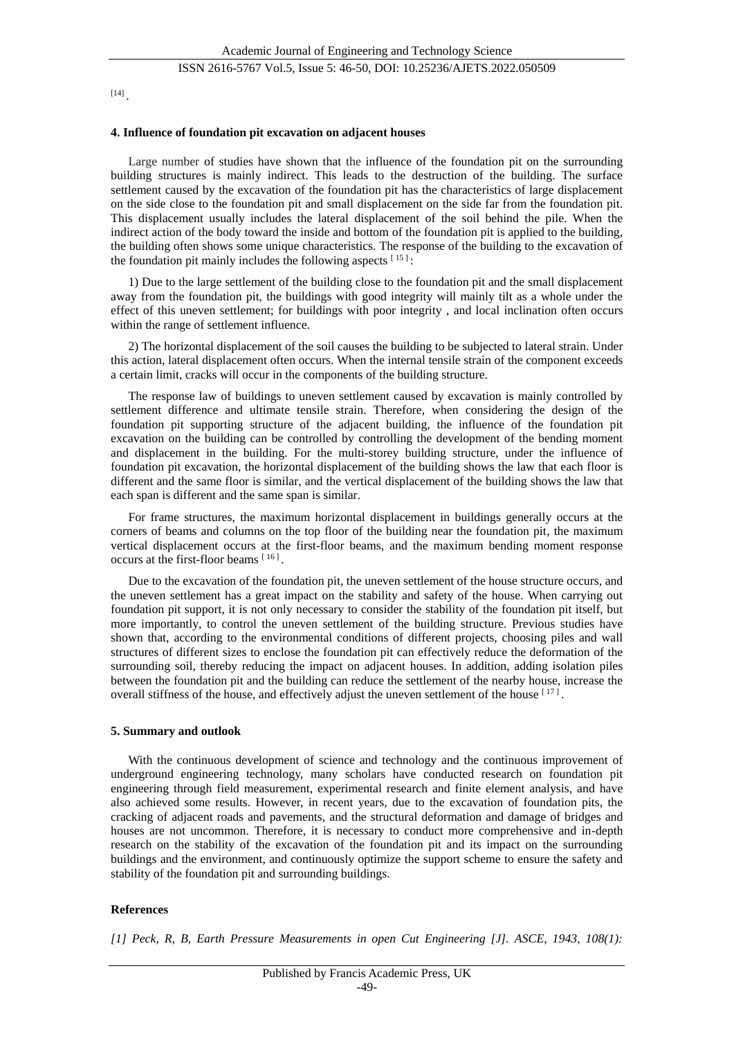[14] .

### 4. Influence of foundation pit excavation on adjacent houses

Large number of studies have shown that the influence of the foundation pit on the surrounding building structures is mainly indirect. This leads to the destruction of the building. The surface settlement caused by the excavation of the foundation pit has the characteristics of large displacement on the side close to the foundation pit and small displacement on the side far from the foundation pit. This displacement usually includes the lateral displacement of the soil behind the pile. When the indirect action of the body toward the inside and bottom of the foundation pit is applied to the building, the building often shows some unique characteristics. The response of the building to the excavation of the foundation pit mainly includes the following aspects [15]:

1) Due to the large settlement of the building close to the foundation pit and the small displacement away from the foundation pit, the buildings with good integrity will mainly tilt as a whole under the effect of this uneven settlement; for buildings with poor integrity , and local inclination often occurs within the range of settlement influence.

2) The horizontal displacement of the soil causes the building to be subjected to lateral strain. Under this action, lateral displacement often occurs. When the internal tensile strain of the component exceeds a certain limit, cracks will occur in the components of the building structure.

The response law of buildings to uneven settlement caused by excavation is mainly controlled by settlement difference and ultimate tensile strain. Therefore, when considering the design of the foundation pit supporting structure of the adjacent building, the influence of the foundation pit excavation on the building can be controlled by controlling the development of the bending moment and displacement in the building. For the multi-storey building structure, under the influence of foundation pit excavation, the horizontal displacement of the building shows the law that each floor is different and the same floor is similar, and the vertical displacement of the building shows the law that each span is different and the same span is similar.

For frame structures, the maximum horizontal displacement in buildings generally occurs at the corners of beams and columns on the top floor of the building near the foundation pit, the maximum vertical displacement occurs at the first-floor beams, and the maximum bending moment response occurs at the first-floor beams [16].

Due to the excavation of the foundation pit, the uneven settlement of the house structure occurs, and the uneven settlement has a great impact on the stability and safety of the house. When carrying out foundation pit support, it is not only necessary to consider the stability of the foundation pit itself, but more importantly, to control the uneven settlement of the building structure. Previous studies have shown that, according to the environmental conditions of different projects, choosing piles and wall structures of different sizes to enclose the foundation pit can effectively reduce the deformation of the surrounding soil, thereby reducing the impact on adjacent houses. In addition, adding isolation piles between the foundation pit and the building can reduce the settlement of the nearby house, increase the overall stiffness of the house, and effectively adjust the uneven settlement of the house [17].

### 5. Summary and outlook

With the continuous development of science and technology and the continuous improvement of underground engineering technology, many scholars have conducted research on foundation pit engineering through field measurement, experimental research and finite element analysis, and have also achieved some results. However, in recent years, due to the excavation of foundation pits, the cracking of adjacent roads and pavements, and the structural deformation and damage of bridges and houses are not uncommon. Therefore, it is necessary to conduct more comprehensive and in-depth research on the stability of the excavation of the foundation pit and its impact on the surrounding buildings and the environment, and continuously optimize the support scheme to ensure the safety and stability of the foundation pit and surrounding buildings.

### References

*[1] Peck, R, B, Earth Pressure Measurements in open Cut Engineering [J]. ASCE, 1943, 108(1):*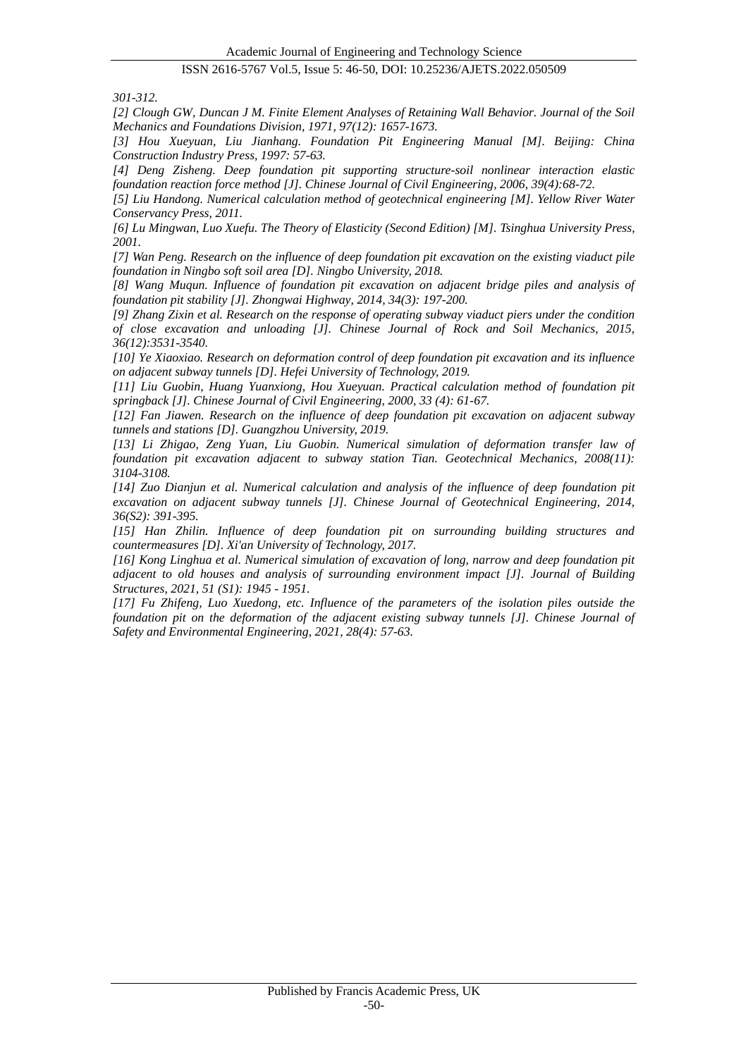*301-312.*

*[2] Clough GW, Duncan J M. Finite Element Analyses of Retaining Wall Behavior. Journal of the Soil Mechanics and Foundations Division, 1971, 97(12): 1657-1673.*

*[3] Hou Xueyuan, Liu Jianhang. Foundation Pit Engineering Manual [M]. Beijing: China Construction Industry Press, 1997: 57-63.*

*[4] Deng Zisheng. Deep foundation pit supporting structure-soil nonlinear interaction elastic foundation reaction force method [J]. Chinese Journal of Civil Engineering, 2006, 39(4):68-72.*

*[5] Liu Handong. Numerical calculation method of geotechnical engineering [M]. Yellow River Water Conservancy Press, 2011.*

*[6] Lu Mingwan, Luo Xuefu. The Theory of Elasticity (Second Edition) [M]. Tsinghua University Press, 2001.*

*[7] Wan Peng. Research on the influence of deep foundation pit excavation on the existing viaduct pile foundation in Ningbo soft soil area [D]. Ningbo University, 2018.*

*[8] Wang Muqun. Influence of foundation pit excavation on adjacent bridge piles and analysis of foundation pit stability [J]. Zhongwai Highway, 2014, 34(3): 197-200.*

*[9] Zhang Zixin et al. Research on the response of operating subway viaduct piers under the condition of close excavation and unloading [J]. Chinese Journal of Rock and Soil Mechanics, 2015, 36(12):3531-3540.*

*[10] Ye Xiaoxiao. Research on deformation control of deep foundation pit excavation and its influence on adjacent subway tunnels [D]. Hefei University of Technology, 2019.*

*[11] Liu Guobin, Huang Yuanxiong, Hou Xueyuan. Practical calculation method of foundation pit springback [J]. Chinese Journal of Civil Engineering, 2000, 33 (4): 61-67.*

*[12] Fan Jiawen. Research on the influence of deep foundation pit excavation on adjacent subway tunnels and stations [D]. Guangzhou University, 2019.*

*[13] Li Zhigao, Zeng Yuan, Liu Guobin. Numerical simulation of deformation transfer law of foundation pit excavation adjacent to subway station Tian. Geotechnical Mechanics, 2008(11): 3104-3108.*

*[14] Zuo Dianjun et al. Numerical calculation and analysis of the influence of deep foundation pit excavation on adjacent subway tunnels [J]. Chinese Journal of Geotechnical Engineering, 2014, 36(S2): 391-395.*

*[15] Han Zhilin. Influence of deep foundation pit on surrounding building structures and countermeasures [D]. Xi'an University of Technology, 2017.*

*[16] Kong Linghua et al. Numerical simulation of excavation of long, narrow and deep foundation pit adjacent to old houses and analysis of surrounding environment impact [J]. Journal of Building Structures, 2021, 51 (S1): 1945 - 1951.*

*[17] Fu Zhifeng, Luo Xuedong, etc. Influence of the parameters of the isolation piles outside the foundation pit on the deformation of the adjacent existing subway tunnels [J]. Chinese Journal of Safety and Environmental Engineering, 2021, 28(4): 57-63.*